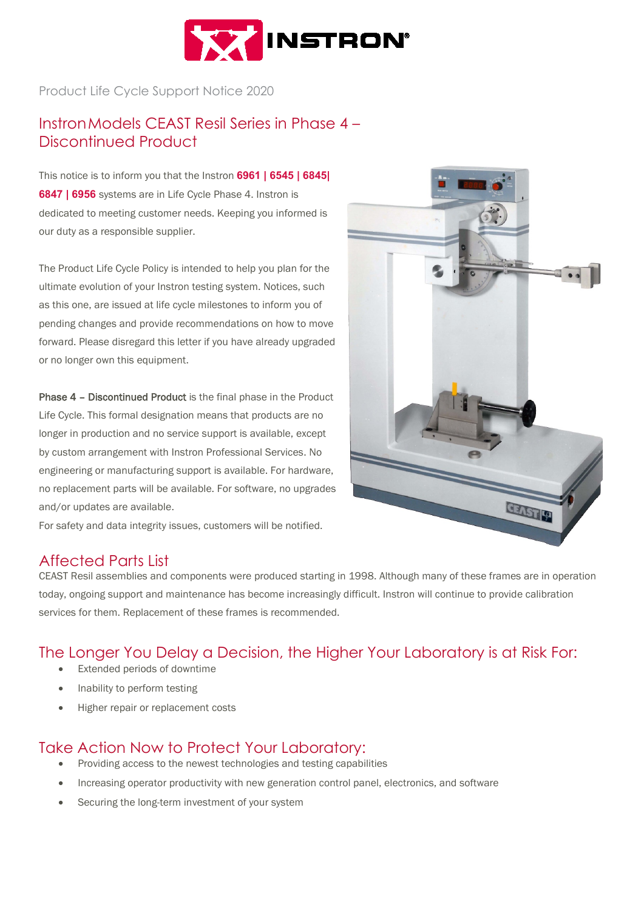Product Life Cycle Support Notice 2020

# Instron Models CEAST Resil Series in Phase 4 – Discontinued Product

This notice is to inform you that the Instron **6961 | 6545 | 6845| 6847 | 6956** systems are in Life Cycle Phase 4. Instron is dedicated to meeting customer needs. Keeping you informed is our duty as a responsible supplier.

The Product Life Cycle Policy is intended to help you plan for the ultimate evolution of your Instron testing system. Notices, such as this one, are issued at life cycle milestones to inform you of pending changes and provide recommendations on how to move forward. Please disregard this letter if you have already upgraded or no longer own this equipment.

**Phase 4 – Discontinued Product** is the final phase in the Product Life Cycle. This formal designation means that products are no longer in production and no service support is available, except by custom arrangement with Instron Professional Services. No engineering or manufacturing support is available. For hardware, no replacement parts will be available. For software, no upgrades and/or updates are available.
For safety and data integrity issues, customers will be notified.

## Affected Parts List

CEAST Resil assemblies and components were produced starting in 1998. Although many of these frames are in operation today, ongoing support and maintenance has become increasingly difficult. Instron will continue to provide calibration services for them. Replacement of these frames is recommended.

## The Longer You Delay a Decision, the Higher Your Laboratory is at Risk For:

- Extended periods of downtime
- Inability to perform testing
- Higher repair or replacement costs

## Take Action Now to Protect Your Laboratory:

- Providing access to the newest technologies and testing capabilities
- Increasing operator productivity with new generation control panel, electronics, and software
- Securing the long-term investment of your system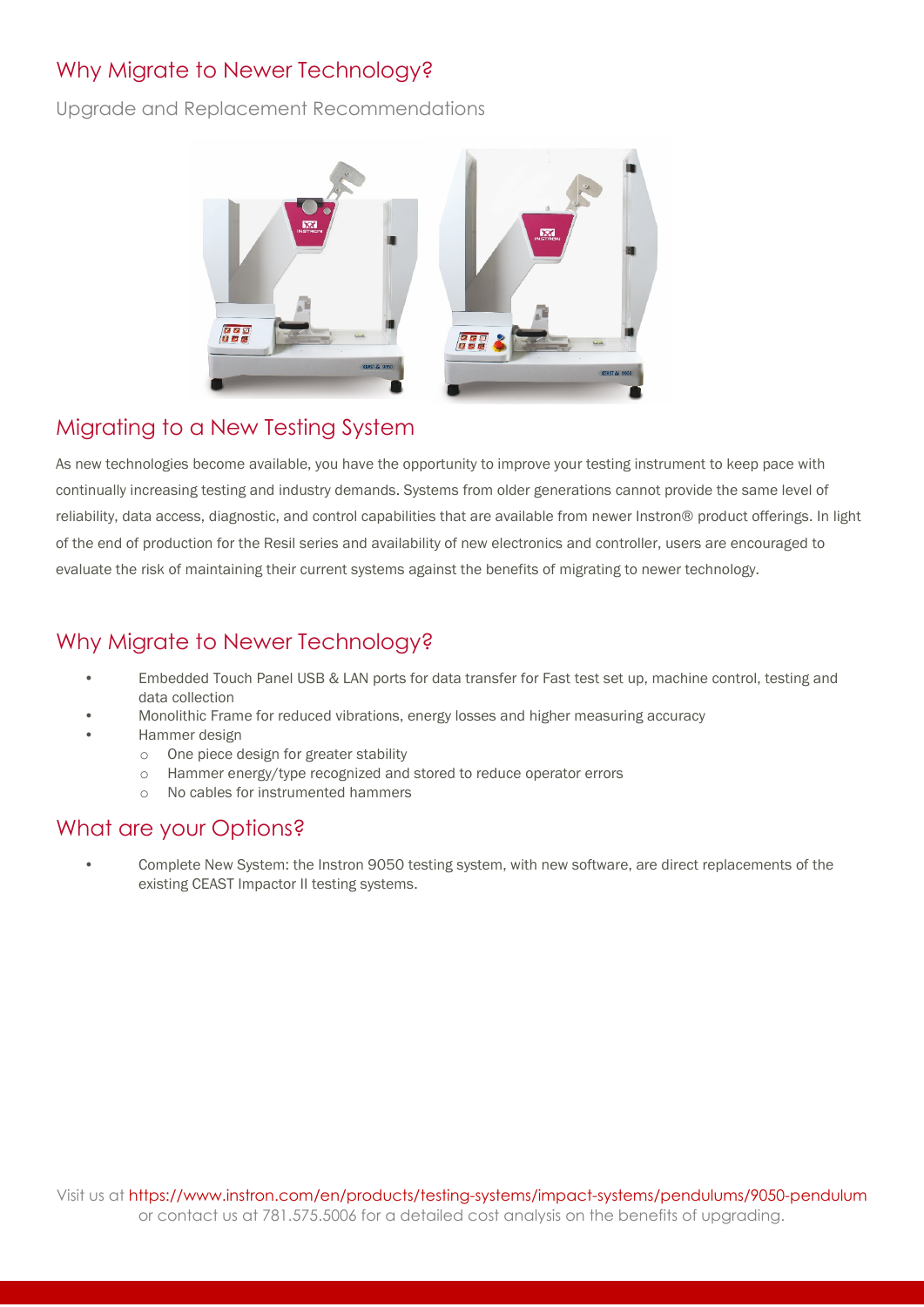## Why Migrate to Newer Technology?

Upgrade and Replacement Recommendations

## Migrating to a New Testing System

As new technologies become available, you have the opportunity to improve your testing instrument to keep pace with continually increasing testing and industry demands. Systems from older generations cannot provide the same level of reliability, data access, diagnostic, and control capabilities that are available from newer Instron® product offerings. In light of the end of production for the Resil series and availability of new electronics and controller, users are encouraged to evaluate the risk of maintaining their current systems against the benefits of migrating to newer technology.

## Why Migrate to Newer Technology?

- Embedded Touch Panel USB & LAN ports for data transfer for Fast test set up, machine control, testing and data collection
- Monolithic Frame for reduced vibrations, energy losses and higher measuring accuracy
- Hammer design
  - One piece design for greater stability
  - Hammer energy/type recognized and stored to reduce operator errors
  - No cables for instrumented hammers

## What are your Options?

- Complete New System: the Instron 9050 testing system, with new software, are direct replacements of the existing CEAST Impactor II testing systems.

Visit us at https://www.instron.com/en/products/testing-systems/impact-systems/pendulums/9050-pendulum or contact us at 781.575.5006 for a detailed cost analysis on the benefits of upgrading.